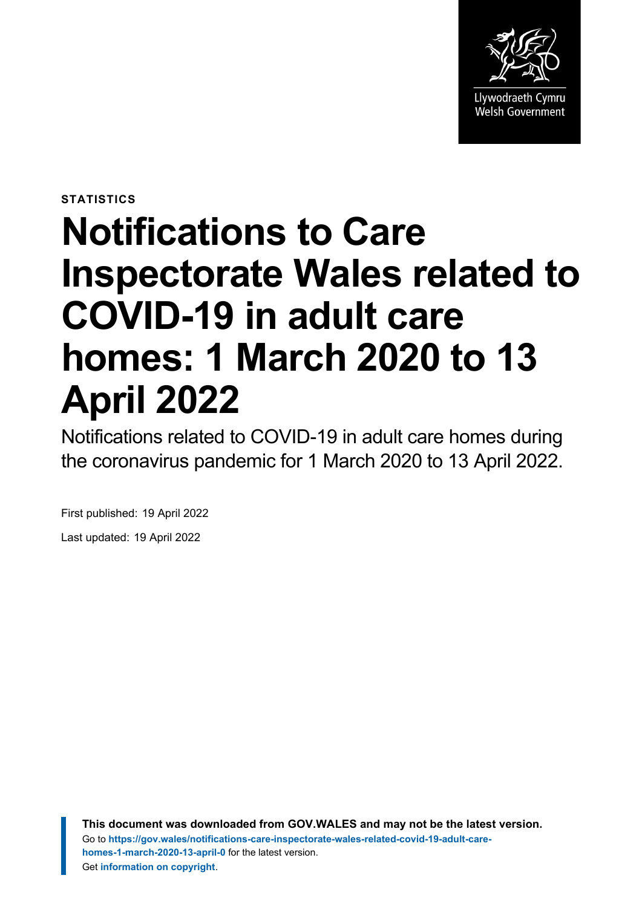Llywodraeth Cymru
Welsh Government

**STATISTICS**

# Notifications to Care Inspectorate Wales related to COVID-19 in adult care homes: 1 March 2020 to 13 April 2022

Notifications related to COVID-19 in adult care homes during the coronavirus pandemic for 1 March 2020 to 13 April 2022.

First published: 19 April 2022

Last updated: 19 April 2022

**This document was downloaded from GOV.WALES and may not be the latest version.**
Go to **https://gov.wales/notifications-care-inspectorate-wales-related-covid-19-adult-care-homes-1-march-2020-13-april-0** for the latest version.
Get **information on copyright**.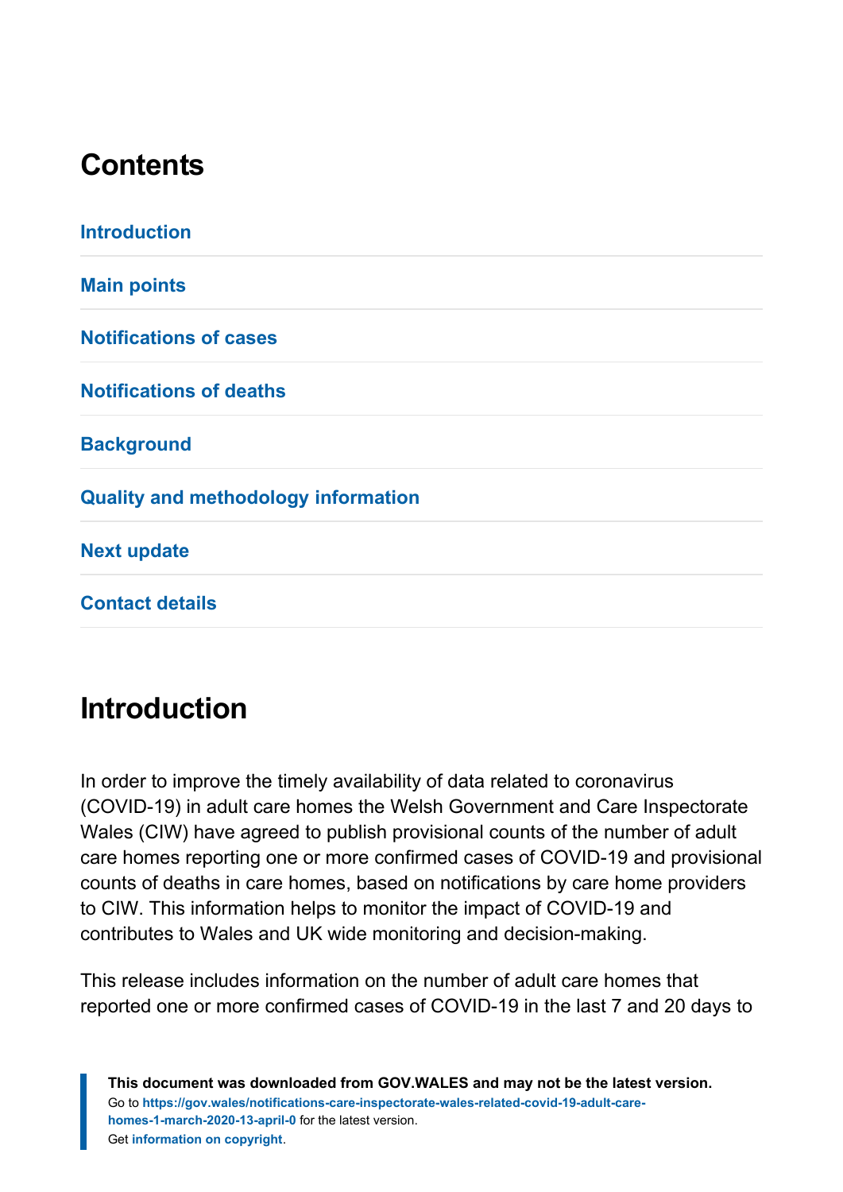## Contents

Introduction

Main points

Notifications of cases

Notifications of deaths

Background

Quality and methodology information

Next update

Contact details

## Introduction

In order to improve the timely availability of data related to coronavirus (COVID-19) in adult care homes the Welsh Government and Care Inspectorate Wales (CIW) have agreed to publish provisional counts of the number of adult care homes reporting one or more confirmed cases of COVID-19 and provisional counts of deaths in care homes, based on notifications by care home providers to CIW. This information helps to monitor the impact of COVID-19 and contributes to Wales and UK wide monitoring and decision-making.

This release includes information on the number of adult care homes that reported one or more confirmed cases of COVID-19 in the last 7 and 20 days to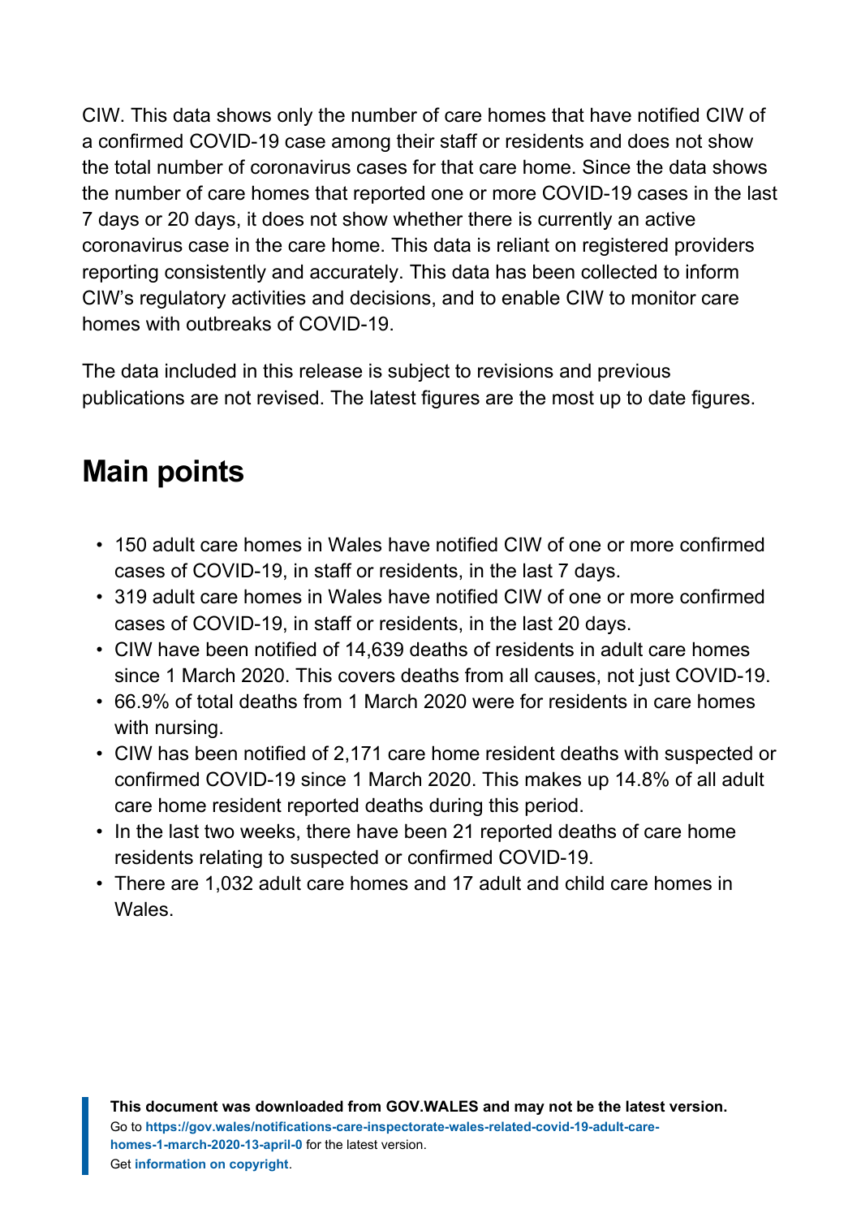CIW. This data shows only the number of care homes that have notified CIW of a confirmed COVID-19 case among their staff or residents and does not show the total number of coronavirus cases for that care home. Since the data shows the number of care homes that reported one or more COVID-19 cases in the last 7 days or 20 days, it does not show whether there is currently an active coronavirus case in the care home. This data is reliant on registered providers reporting consistently and accurately. This data has been collected to inform CIW's regulatory activities and decisions, and to enable CIW to monitor care homes with outbreaks of COVID-19.

The data included in this release is subject to revisions and previous publications are not revised. The latest figures are the most up to date figures.

## Main points

- 150 adult care homes in Wales have notified CIW of one or more confirmed cases of COVID-19, in staff or residents, in the last 7 days.
- 319 adult care homes in Wales have notified CIW of one or more confirmed cases of COVID-19, in staff or residents, in the last 20 days.
- CIW have been notified of 14,639 deaths of residents in adult care homes since 1 March 2020. This covers deaths from all causes, not just COVID-19.
- 66.9% of total deaths from 1 March 2020 were for residents in care homes with nursing.
- CIW has been notified of 2,171 care home resident deaths with suspected or confirmed COVID-19 since 1 March 2020. This makes up 14.8% of all adult care home resident reported deaths during this period.
- In the last two weeks, there have been 21 reported deaths of care home residents relating to suspected or confirmed COVID-19.
- There are 1,032 adult care homes and 17 adult and child care homes in Wales.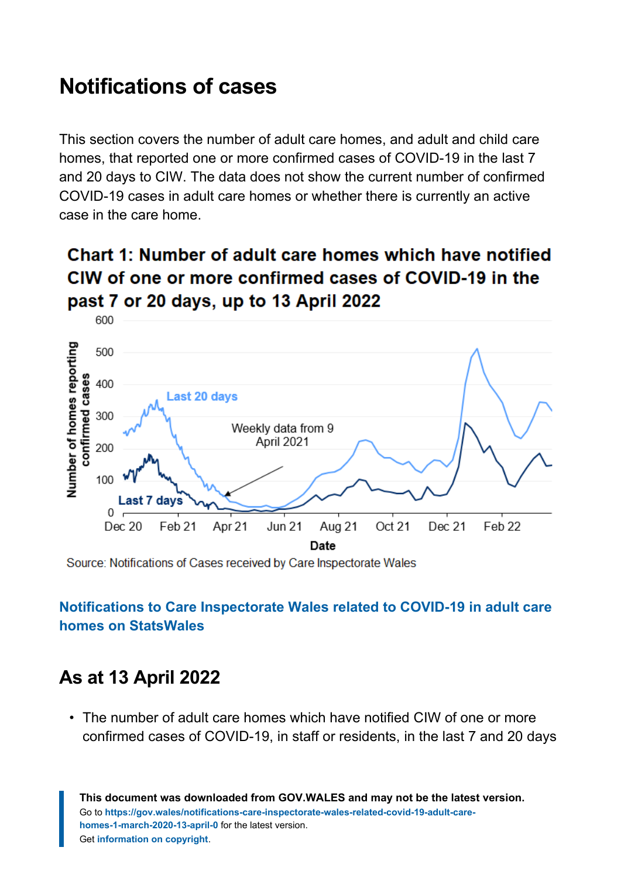## Notifications of cases

This section covers the number of adult care homes, and adult and child care homes, that reported one or more confirmed cases of COVID-19 in the last 7 and 20 days to CIW. The data does not show the current number of confirmed COVID-19 cases in adult care homes or whether there is currently an active case in the care home.

**Chart 1: Number of adult care homes which have notified CIW of one or more confirmed cases of COVID-19 in the past 7 or 20 days, up to 13 April 2022**

Source: Notifications of Cases received by Care Inspectorate Wales

**Notifications to Care Inspectorate Wales related to COVID-19 in adult care homes on StatsWales**

## As at 13 April 2022

- The number of adult care homes which have notified CIW of one or more confirmed cases of COVID-19, in staff or residents, in the last 7 and 20 days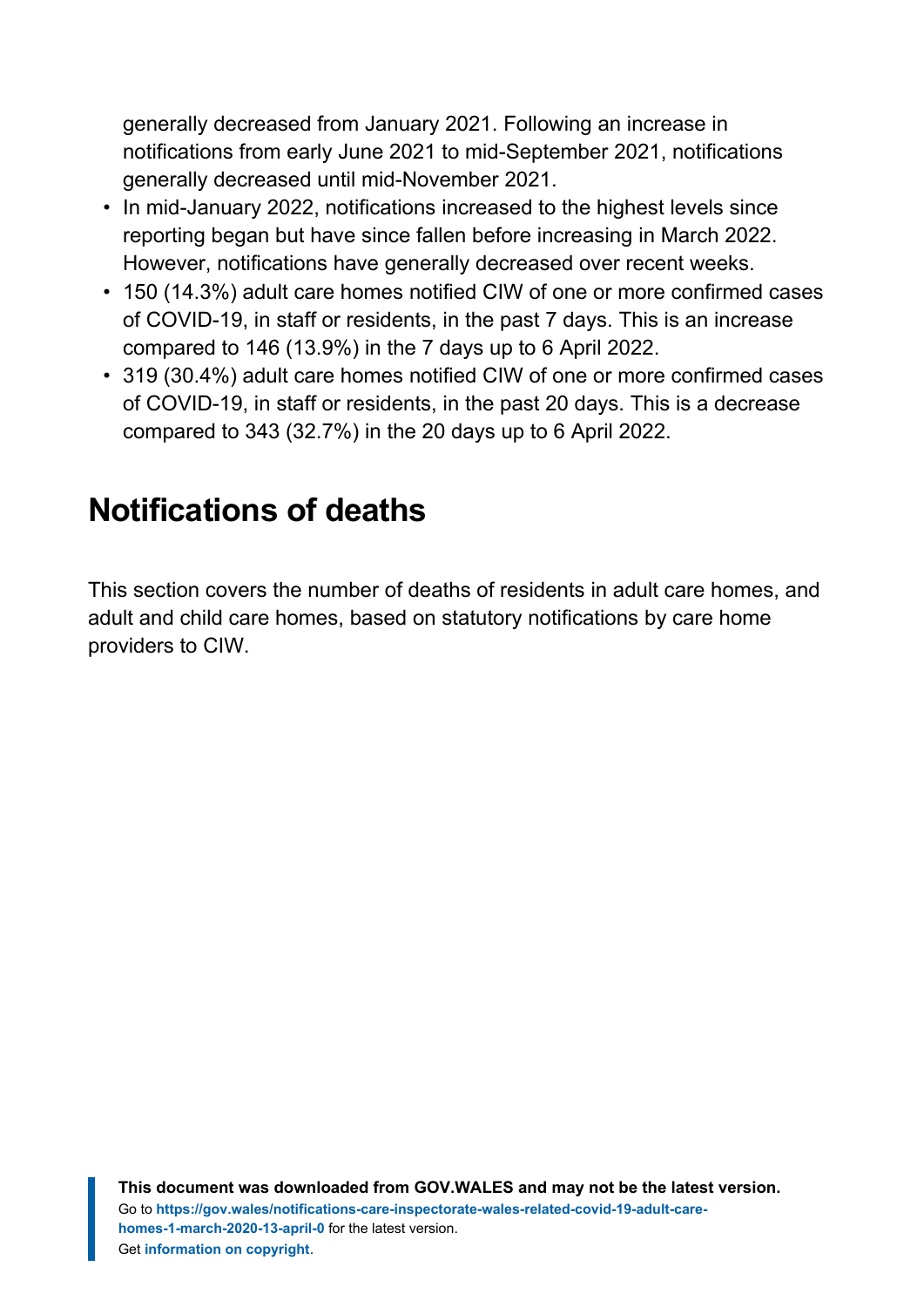generally decreased from January 2021. Following an increase in notifications from early June 2021 to mid-September 2021, notifications generally decreased until mid-November 2021.

- In mid-January 2022, notifications increased to the highest levels since reporting began but have since fallen before increasing in March 2022. However, notifications have generally decreased over recent weeks.
- 150 (14.3%) adult care homes notified CIW of one or more confirmed cases of COVID-19, in staff or residents, in the past 7 days. This is an increase compared to 146 (13.9%) in the 7 days up to 6 April 2022.
- 319 (30.4%) adult care homes notified CIW of one or more confirmed cases of COVID-19, in staff or residents, in the past 20 days. This is a decrease compared to 343 (32.7%) in the 20 days up to 6 April 2022.

## Notifications of deaths

This section covers the number of deaths of residents in adult care homes, and adult and child care homes, based on statutory notifications by care home providers to CIW.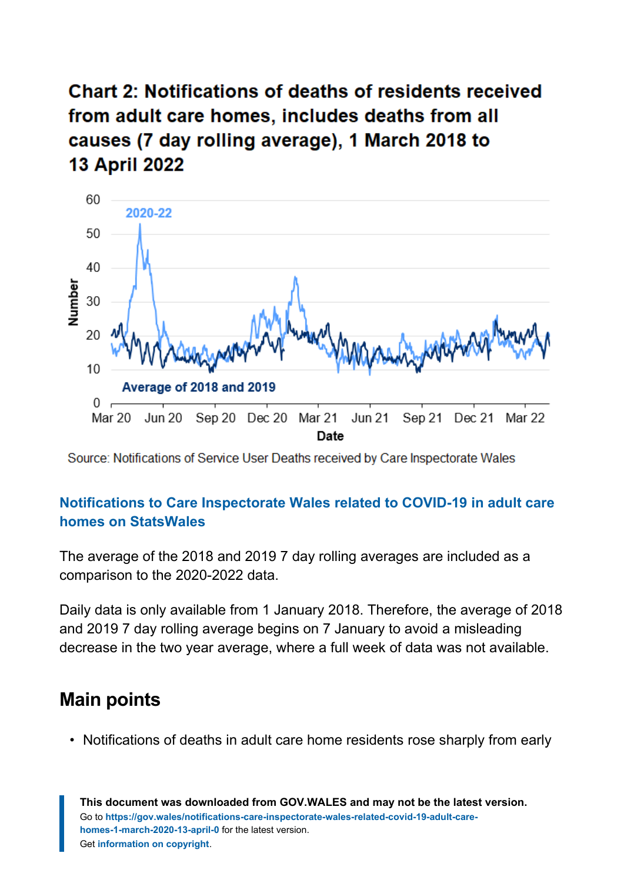**Chart 2: Notifications of deaths of residents received from adult care homes, includes deaths from all causes (7 day rolling average), 1 March 2018 to 13 April 2022**

Source: Notifications of Service User Deaths received by Care Inspectorate Wales

[Notifications to Care Inspectorate Wales related to COVID-19 in adult care homes on StatsWales]

The average of the 2018 and 2019 7 day rolling averages are included as a comparison to the 2020-2022 data.

Daily data is only available from 1 January 2018. Therefore, the average of 2018 and 2019 7 day rolling average begins on 7 January to avoid a misleading decrease in the two year average, where a full week of data was not available.

## Main points

- Notifications of deaths in adult care home residents rose sharply from early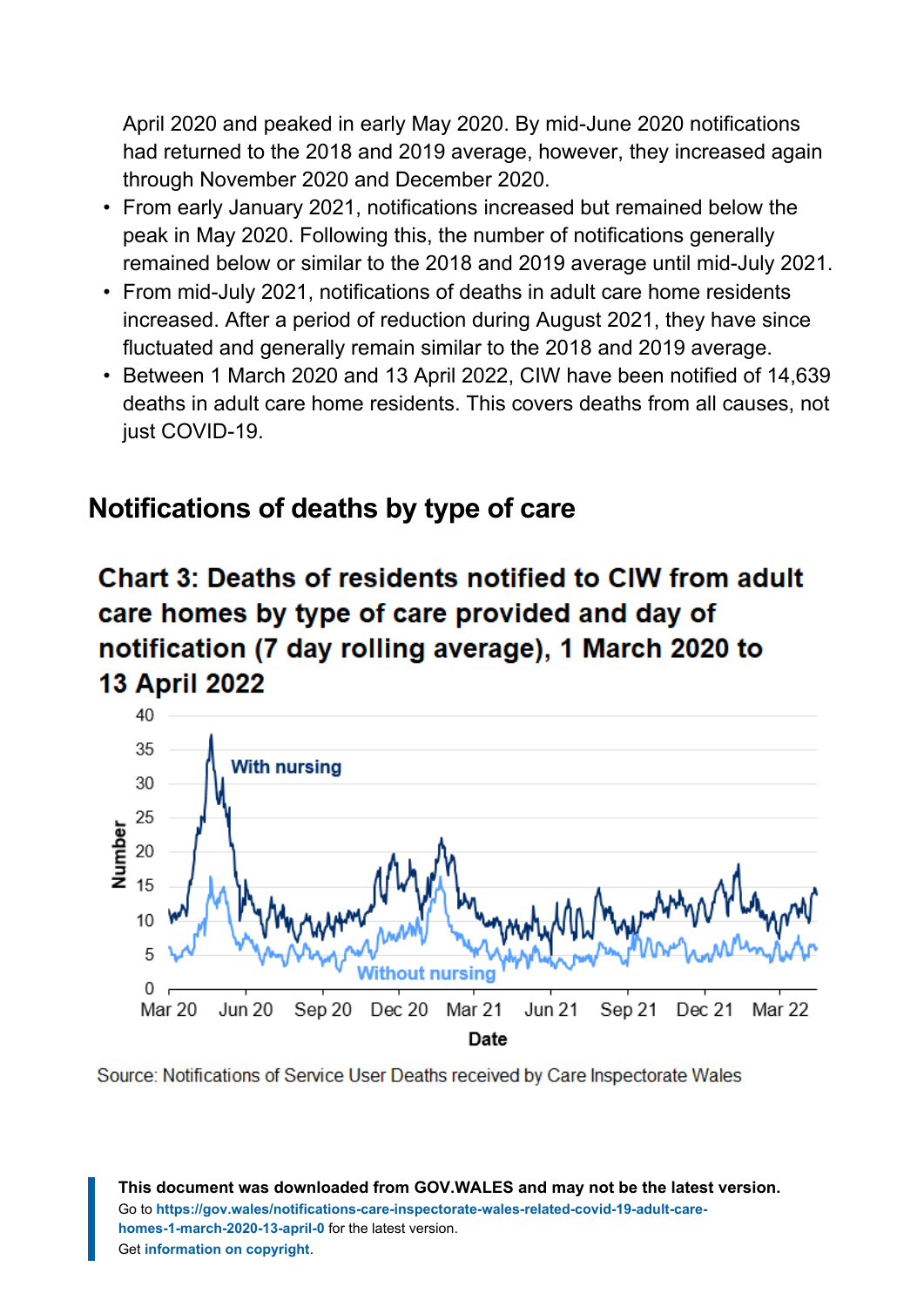April 2020 and peaked in early May 2020. By mid-June 2020 notifications had returned to the 2018 and 2019 average, however, they increased again through November 2020 and December 2020.

- From early January 2021, notifications increased but remained below the peak in May 2020. Following this, the number of notifications generally remained below or similar to the 2018 and 2019 average until mid-July 2021.
- From mid-July 2021, notifications of deaths in adult care home residents increased. After a period of reduction during August 2021, they have since fluctuated and generally remain similar to the 2018 and 2019 average.
- Between 1 March 2020 and 13 April 2022, CIW have been notified of 14,639 deaths in adult care home residents. This covers deaths from all causes, not just COVID-19.

## Notifications of deaths by type of care

### Chart 3: Deaths of residents notified to CIW from adult care homes by type of care provided and day of notification (7 day rolling average), 1 March 2020 to 13 April 2022

Source: Notifications of Service User Deaths received by Care Inspectorate Wales

**This document was downloaded from GOV.WALES and may not be the latest version.**
Go to https://gov.wales/notifications-care-inspectorate-wales-related-covid-19-adult-care-homes-1-march-2020-13-april-0 for the latest version.
Get information on copyright.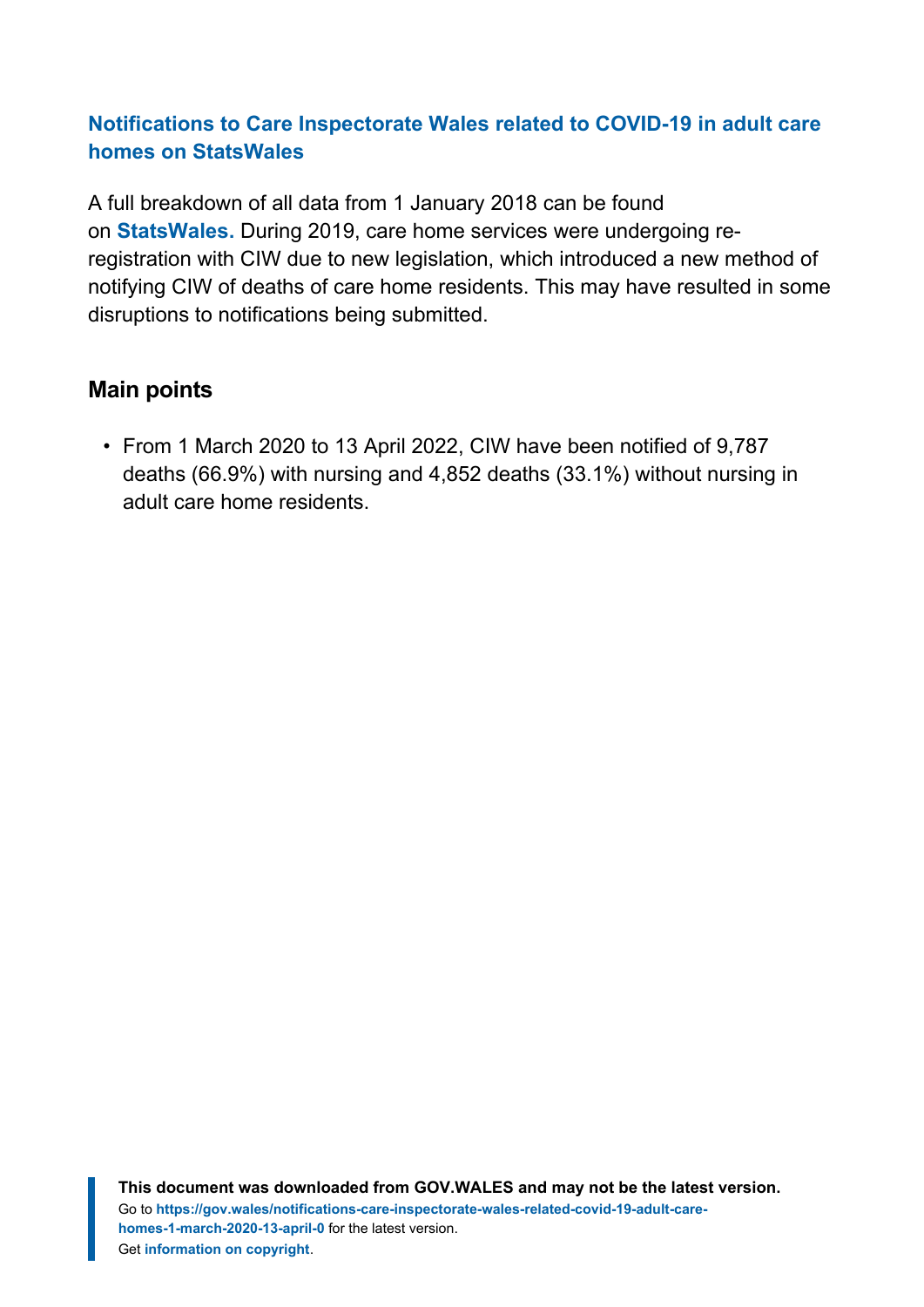### Notifications to Care Inspectorate Wales related to COVID-19 in adult care homes on StatsWales

A full breakdown of all data from 1 January 2018 can be found on **StatsWales.** During 2019, care home services were undergoing re-registration with CIW due to new legislation, which introduced a new method of notifying CIW of deaths of care home residents. This may have resulted in some disruptions to notifications being submitted.

## Main points

- From 1 March 2020 to 13 April 2022, CIW have been notified of 9,787 deaths (66.9%) with nursing and 4,852 deaths (33.1%) without nursing in adult care home residents.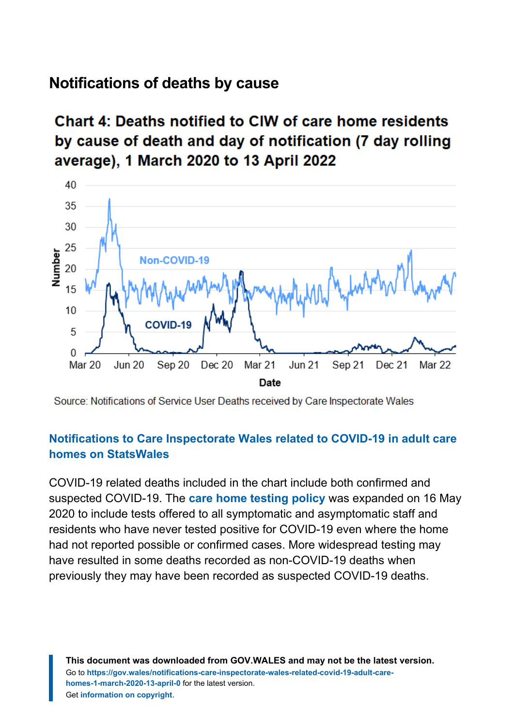## Notifications of deaths by cause

### Chart 4: Deaths notified to CIW of care home residents by cause of death and day of notification (7 day rolling average), 1 March 2020 to 13 April 2022

Source: Notifications of Service User Deaths received by Care Inspectorate Wales

**Notifications to Care Inspectorate Wales related to COVID-19 in adult care homes on StatsWales**

COVID-19 related deaths included in the chart include both confirmed and suspected COVID-19. The **care home testing policy** was expanded on 16 May 2020 to include tests offered to all symptomatic and asymptomatic staff and residents who have never tested positive for COVID-19 even where the home had not reported possible or confirmed cases. More widespread testing may have resulted in some deaths recorded as non-COVID-19 deaths when previously they may have been recorded as suspected COVID-19 deaths.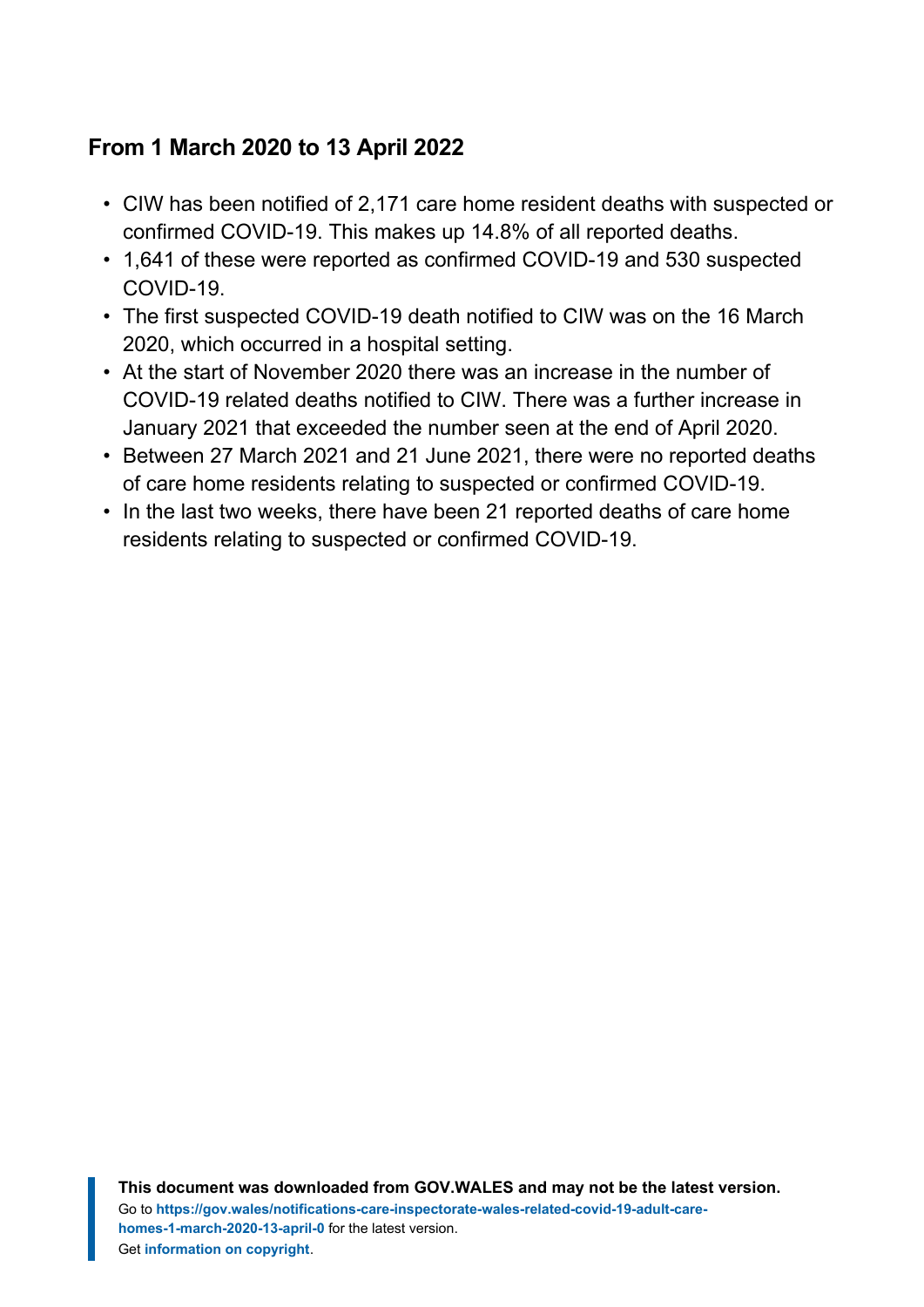## From 1 March 2020 to 13 April 2022

- CIW has been notified of 2,171 care home resident deaths with suspected or confirmed COVID-19. This makes up 14.8% of all reported deaths.
- 1,641 of these were reported as confirmed COVID-19 and 530 suspected COVID-19.
- The first suspected COVID-19 death notified to CIW was on the 16 March 2020, which occurred in a hospital setting.
- At the start of November 2020 there was an increase in the number of COVID-19 related deaths notified to CIW. There was a further increase in January 2021 that exceeded the number seen at the end of April 2020.
- Between 27 March 2021 and 21 June 2021, there were no reported deaths of care home residents relating to suspected or confirmed COVID-19.
- In the last two weeks, there have been 21 reported deaths of care home residents relating to suspected or confirmed COVID-19.

**This document was downloaded from GOV.WALES and may not be the latest version.**
Go to **https://gov.wales/notifications-care-inspectorate-wales-related-covid-19-adult-care-homes-1-march-2020-13-april-0** for the latest version.
Get **information on copyright**.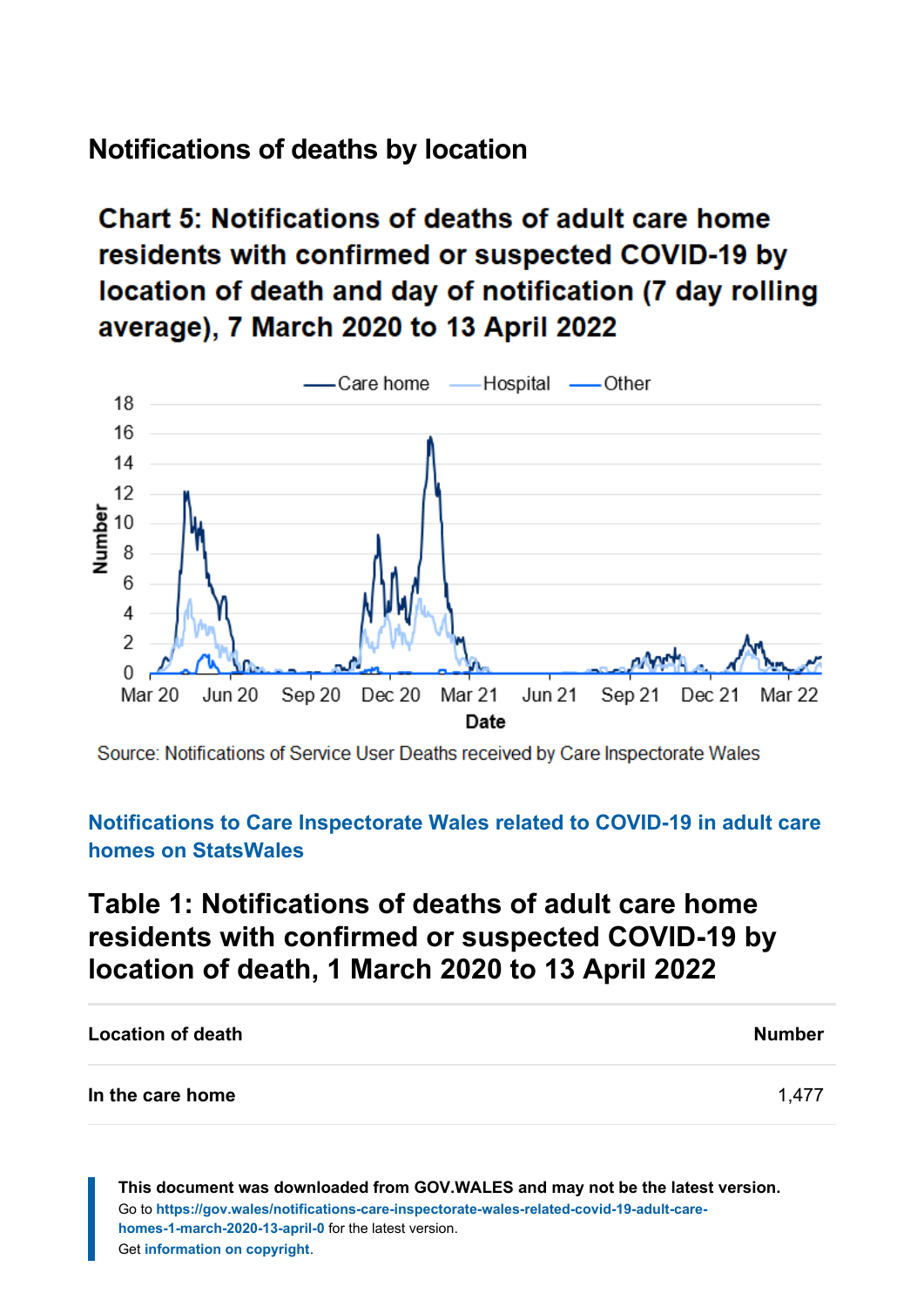## Notifications of deaths by location

### Chart 5: Notifications of deaths of adult care home residents with confirmed or suspected COVID-19 by location of death and day of notification (7 day rolling average), 7 March 2020 to 13 April 2022

Source: Notifications of Service User Deaths received by Care Inspectorate Wales

Notifications to Care Inspectorate Wales related to COVID-19 in adult care homes on StatsWales

## Table 1: Notifications of deaths of adult care home residents with confirmed or suspected COVID-19 by location of death, 1 March 2020 to 13 April 2022

| Location of death | Number |
|---|---|
| **In the care home** | 1,477 |

**This document was downloaded from GOV.WALES and may not be the latest version.**
Go to https://gov.wales/notifications-care-inspectorate-wales-related-covid-19-adult-care-homes-1-march-2020-13-april-0 for the latest version.
Get information on copyright.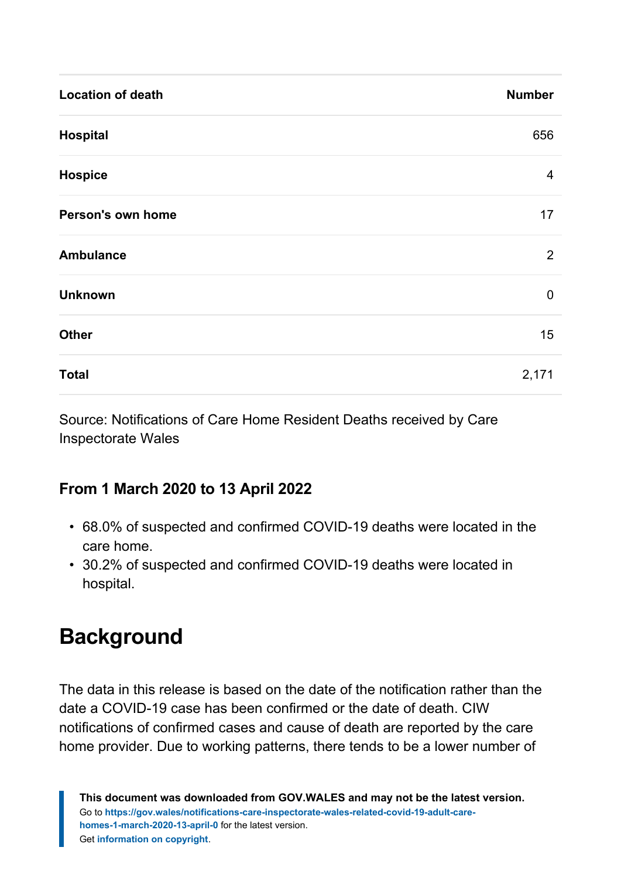| Location of death | Number |
|---|---|
| **Hospital** | 656 |
| **Hospice** | 4 |
| **Person's own home** | 17 |
| **Ambulance** | 2 |
| **Unknown** | 0 |
| **Other** | 15 |
| **Total** | 2,171 |

Source: Notifications of Care Home Resident Deaths received by Care Inspectorate Wales

### From 1 March 2020 to 13 April 2022

- 68.0% of suspected and confirmed COVID-19 deaths were located in the care home.
- 30.2% of suspected and confirmed COVID-19 deaths were located in hospital.

# Background

The data in this release is based on the date of the notification rather than the date a COVID-19 case has been confirmed or the date of death. CIW notifications of confirmed cases and cause of death are reported by the care home provider. Due to working patterns, there tends to be a lower number of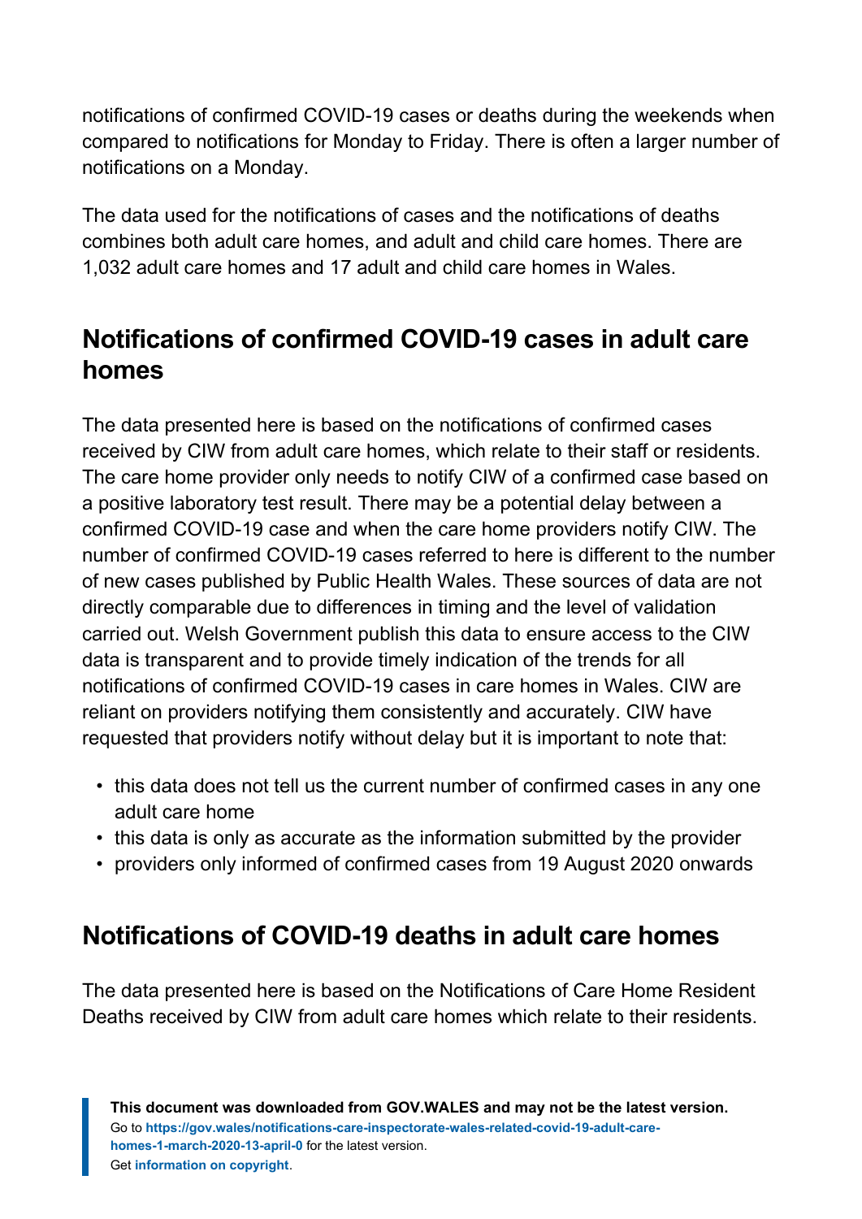notifications of confirmed COVID-19 cases or deaths during the weekends when compared to notifications for Monday to Friday. There is often a larger number of notifications on a Monday.

The data used for the notifications of cases and the notifications of deaths combines both adult care homes, and adult and child care homes. There are 1,032 adult care homes and 17 adult and child care homes in Wales.

## Notifications of confirmed COVID-19 cases in adult care homes

The data presented here is based on the notifications of confirmed cases received by CIW from adult care homes, which relate to their staff or residents. The care home provider only needs to notify CIW of a confirmed case based on a positive laboratory test result. There may be a potential delay between a confirmed COVID-19 case and when the care home providers notify CIW. The number of confirmed COVID-19 cases referred to here is different to the number of new cases published by Public Health Wales. These sources of data are not directly comparable due to differences in timing and the level of validation carried out. Welsh Government publish this data to ensure access to the CIW data is transparent and to provide timely indication of the trends for all notifications of confirmed COVID-19 cases in care homes in Wales. CIW are reliant on providers notifying them consistently and accurately. CIW have requested that providers notify without delay but it is important to note that:

- this data does not tell us the current number of confirmed cases in any one adult care home
- this data is only as accurate as the information submitted by the provider
- providers only informed of confirmed cases from 19 August 2020 onwards

## Notifications of COVID-19 deaths in adult care homes

The data presented here is based on the Notifications of Care Home Resident Deaths received by CIW from adult care homes which relate to their residents.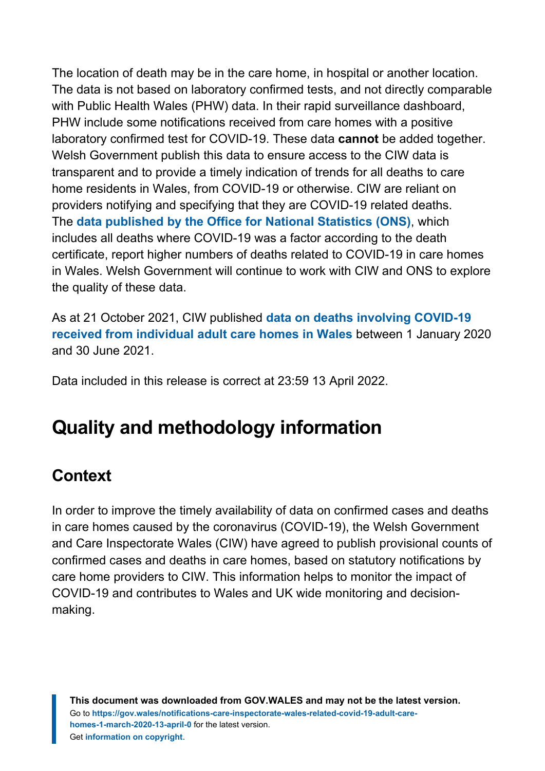The location of death may be in the care home, in hospital or another location. The data is not based on laboratory confirmed tests, and not directly comparable with Public Health Wales (PHW) data. In their rapid surveillance dashboard, PHW include some notifications received from care homes with a positive laboratory confirmed test for COVID-19. These data **cannot** be added together. Welsh Government publish this data to ensure access to the CIW data is transparent and to provide a timely indication of trends for all deaths to care home residents in Wales, from COVID-19 or otherwise. CIW are reliant on providers notifying and specifying that they are COVID-19 related deaths. The **data published by the Office for National Statistics (ONS)**, which includes all deaths where COVID-19 was a factor according to the death certificate, report higher numbers of deaths related to COVID-19 in care homes in Wales. Welsh Government will continue to work with CIW and ONS to explore the quality of these data.

As at 21 October 2021, CIW published **data on deaths involving COVID-19 received from individual adult care homes in Wales** between 1 January 2020 and 30 June 2021.

Data included in this release is correct at 23:59 13 April 2022.

## Quality and methodology information

### Context

In order to improve the timely availability of data on confirmed cases and deaths in care homes caused by the coronavirus (COVID-19), the Welsh Government and Care Inspectorate Wales (CIW) have agreed to publish provisional counts of confirmed cases and deaths in care homes, based on statutory notifications by care home providers to CIW. This information helps to monitor the impact of COVID-19 and contributes to Wales and UK wide monitoring and decision-making.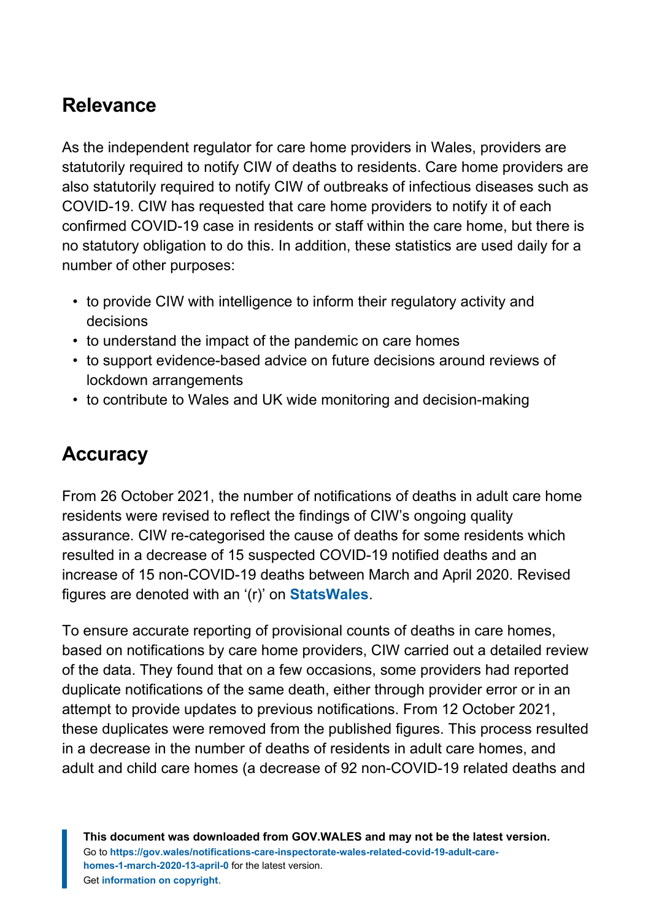## Relevance

As the independent regulator for care home providers in Wales, providers are statutorily required to notify CIW of deaths to residents. Care home providers are also statutorily required to notify CIW of outbreaks of infectious diseases such as COVID-19. CIW has requested that care home providers to notify it of each confirmed COVID-19 case in residents or staff within the care home, but there is no statutory obligation to do this. In addition, these statistics are used daily for a number of other purposes:

- to provide CIW with intelligence to inform their regulatory activity and decisions
- to understand the impact of the pandemic on care homes
- to support evidence-based advice on future decisions around reviews of lockdown arrangements
- to contribute to Wales and UK wide monitoring and decision-making

## Accuracy

From 26 October 2021, the number of notifications of deaths in adult care home residents were revised to reflect the findings of CIW's ongoing quality assurance. CIW re-categorised the cause of deaths for some residents which resulted in a decrease of 15 suspected COVID-19 notified deaths and an increase of 15 non-COVID-19 deaths between March and April 2020. Revised figures are denoted with an '(r)' on **StatsWales**.

To ensure accurate reporting of provisional counts of deaths in care homes, based on notifications by care home providers, CIW carried out a detailed review of the data. They found that on a few occasions, some providers had reported duplicate notifications of the same death, either through provider error or in an attempt to provide updates to previous notifications. From 12 October 2021, these duplicates were removed from the published figures. This process resulted in a decrease in the number of deaths of residents in adult care homes, and adult and child care homes (a decrease of 92 non-COVID-19 related deaths and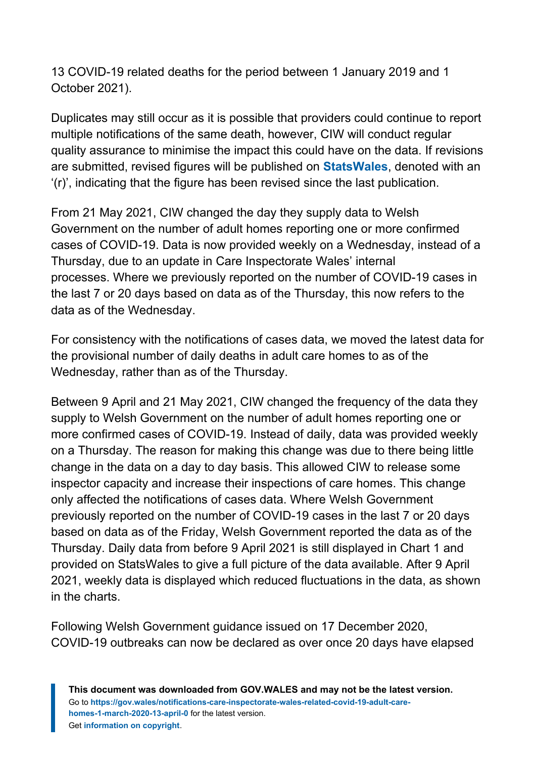13 COVID-19 related deaths for the period between 1 January 2019 and 1 October 2021).

Duplicates may still occur as it is possible that providers could continue to report multiple notifications of the same death, however, CIW will conduct regular quality assurance to minimise the impact this could have on the data. If revisions are submitted, revised figures will be published on **StatsWales**, denoted with an '(r)', indicating that the figure has been revised since the last publication.

From 21 May 2021, CIW changed the day they supply data to Welsh Government on the number of adult homes reporting one or more confirmed cases of COVID-19. Data is now provided weekly on a Wednesday, instead of a Thursday, due to an update in Care Inspectorate Wales' internal processes. Where we previously reported on the number of COVID-19 cases in the last 7 or 20 days based on data as of the Thursday, this now refers to the data as of the Wednesday.

For consistency with the notifications of cases data, we moved the latest data for the provisional number of daily deaths in adult care homes to as of the Wednesday, rather than as of the Thursday.

Between 9 April and 21 May 2021, CIW changed the frequency of the data they supply to Welsh Government on the number of adult homes reporting one or more confirmed cases of COVID-19. Instead of daily, data was provided weekly on a Thursday. The reason for making this change was due to there being little change in the data on a day to day basis. This allowed CIW to release some inspector capacity and increase their inspections of care homes. This change only affected the notifications of cases data. Where Welsh Government previously reported on the number of COVID-19 cases in the last 7 or 20 days based on data as of the Friday, Welsh Government reported the data as of the Thursday. Daily data from before 9 April 2021 is still displayed in Chart 1 and provided on StatsWales to give a full picture of the data available. After 9 April 2021, weekly data is displayed which reduced fluctuations in the data, as shown in the charts.

Following Welsh Government guidance issued on 17 December 2020, COVID-19 outbreaks can now be declared as over once 20 days have elapsed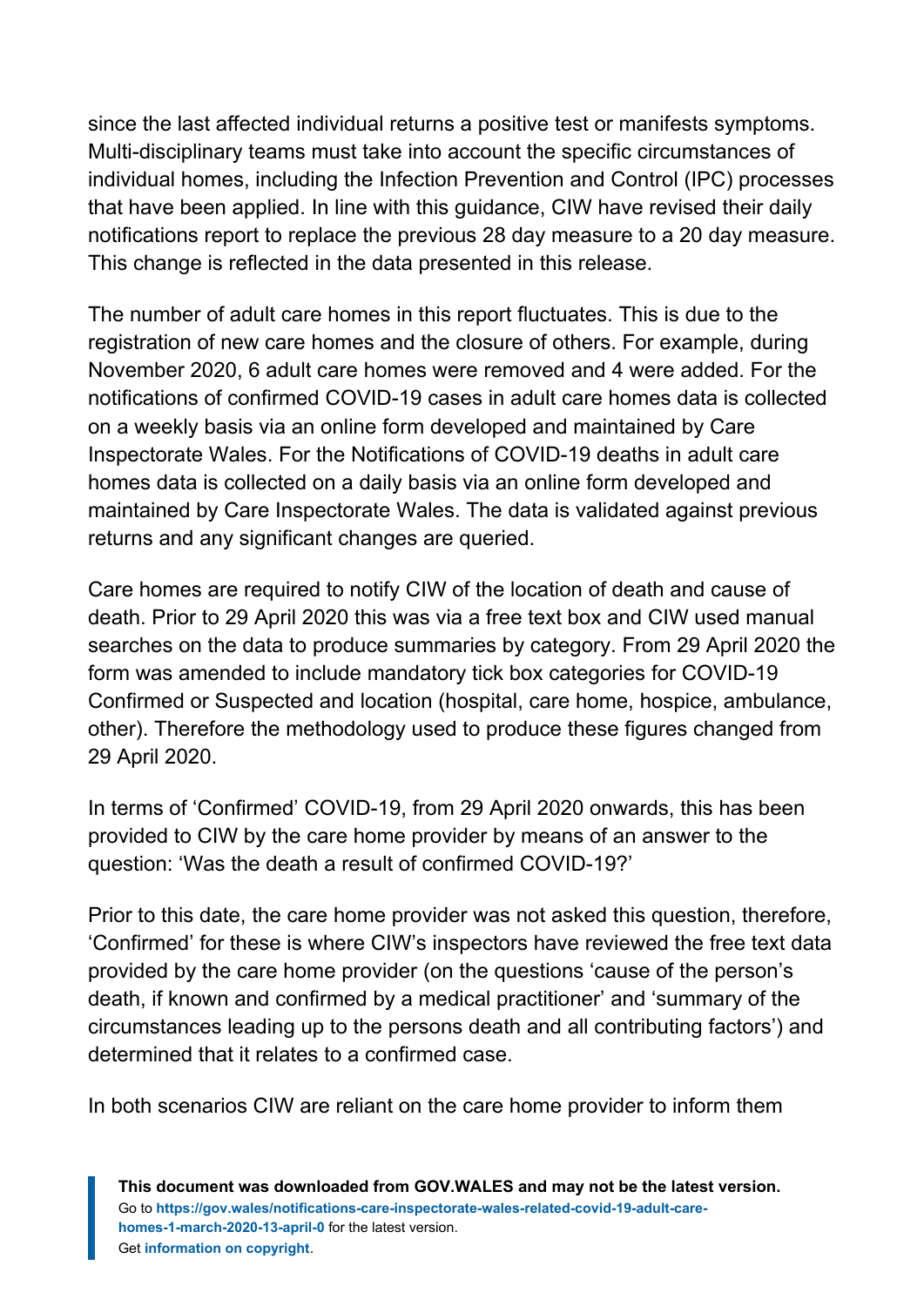since the last affected individual returns a positive test or manifests symptoms. Multi-disciplinary teams must take into account the specific circumstances of individual homes, including the Infection Prevention and Control (IPC) processes that have been applied. In line with this guidance, CIW have revised their daily notifications report to replace the previous 28 day measure to a 20 day measure. This change is reflected in the data presented in this release.

The number of adult care homes in this report fluctuates. This is due to the registration of new care homes and the closure of others. For example, during November 2020, 6 adult care homes were removed and 4 were added. For the notifications of confirmed COVID-19 cases in adult care homes data is collected on a weekly basis via an online form developed and maintained by Care Inspectorate Wales. For the Notifications of COVID-19 deaths in adult care homes data is collected on a daily basis via an online form developed and maintained by Care Inspectorate Wales. The data is validated against previous returns and any significant changes are queried.

Care homes are required to notify CIW of the location of death and cause of death. Prior to 29 April 2020 this was via a free text box and CIW used manual searches on the data to produce summaries by category. From 29 April 2020 the form was amended to include mandatory tick box categories for COVID-19 Confirmed or Suspected and location (hospital, care home, hospice, ambulance, other). Therefore the methodology used to produce these figures changed from 29 April 2020.

In terms of 'Confirmed' COVID-19, from 29 April 2020 onwards, this has been provided to CIW by the care home provider by means of an answer to the question: 'Was the death a result of confirmed COVID-19?'

Prior to this date, the care home provider was not asked this question, therefore, 'Confirmed' for these is where CIW's inspectors have reviewed the free text data provided by the care home provider (on the questions 'cause of the person's death, if known and confirmed by a medical practitioner' and 'summary of the circumstances leading up to the persons death and all contributing factors') and determined that it relates to a confirmed case.

In both scenarios CIW are reliant on the care home provider to inform them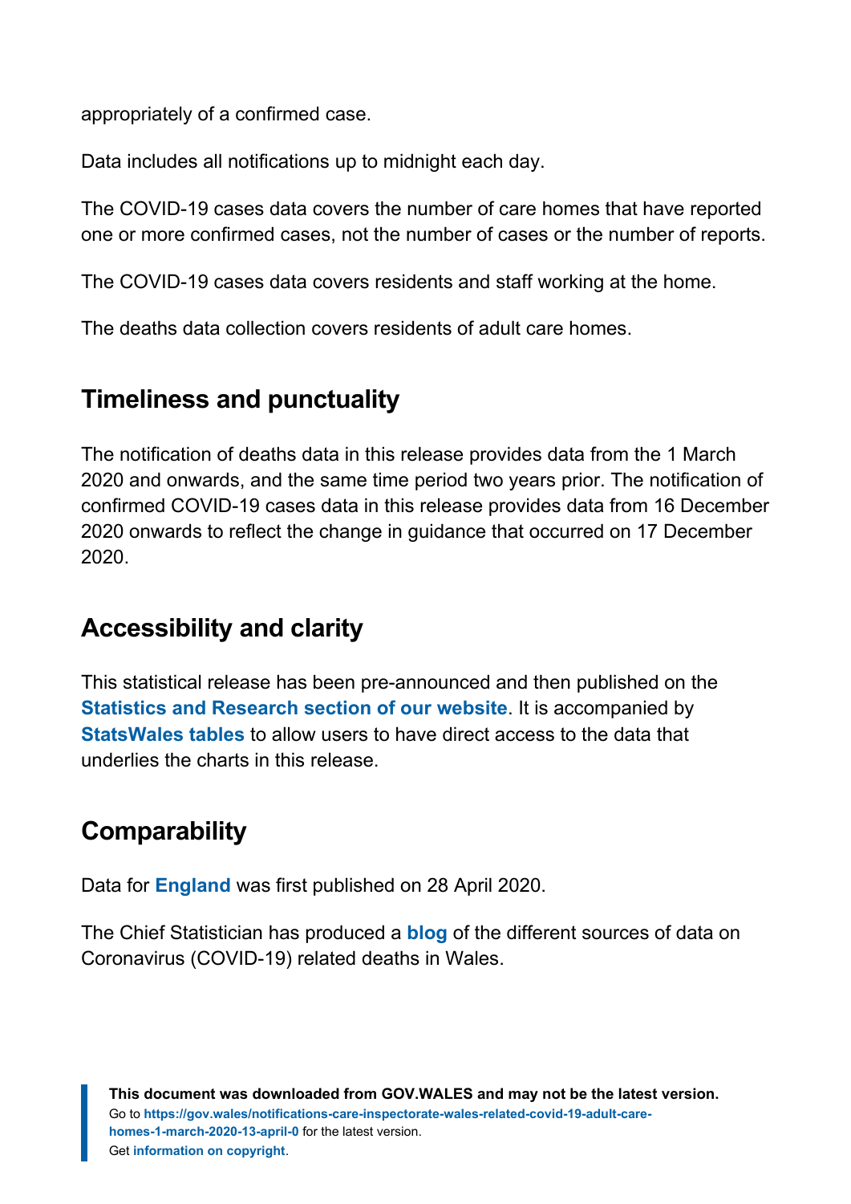appropriately of a confirmed case.

Data includes all notifications up to midnight each day.

The COVID-19 cases data covers the number of care homes that have reported one or more confirmed cases, not the number of cases or the number of reports.

The COVID-19 cases data covers residents and staff working at the home.

The deaths data collection covers residents of adult care homes.

## Timeliness and punctuality

The notification of deaths data in this release provides data from the 1 March 2020 and onwards, and the same time period two years prior. The notification of confirmed COVID-19 cases data in this release provides data from 16 December 2020 onwards to reflect the change in guidance that occurred on 17 December 2020.

## Accessibility and clarity

This statistical release has been pre-announced and then published on the **Statistics and Research section of our website**. It is accompanied by **StatsWales tables** to allow users to have direct access to the data that underlies the charts in this release.

## Comparability

Data for **England** was first published on 28 April 2020.

The Chief Statistician has produced a **blog** of the different sources of data on Coronavirus (COVID-19) related deaths in Wales.

**This document was downloaded from GOV.WALES and may not be the latest version.**
Go to **https://gov.wales/notifications-care-inspectorate-wales-related-covid-19-adult-care-homes-1-march-2020-13-april-0** for the latest version.
Get **information on copyright**.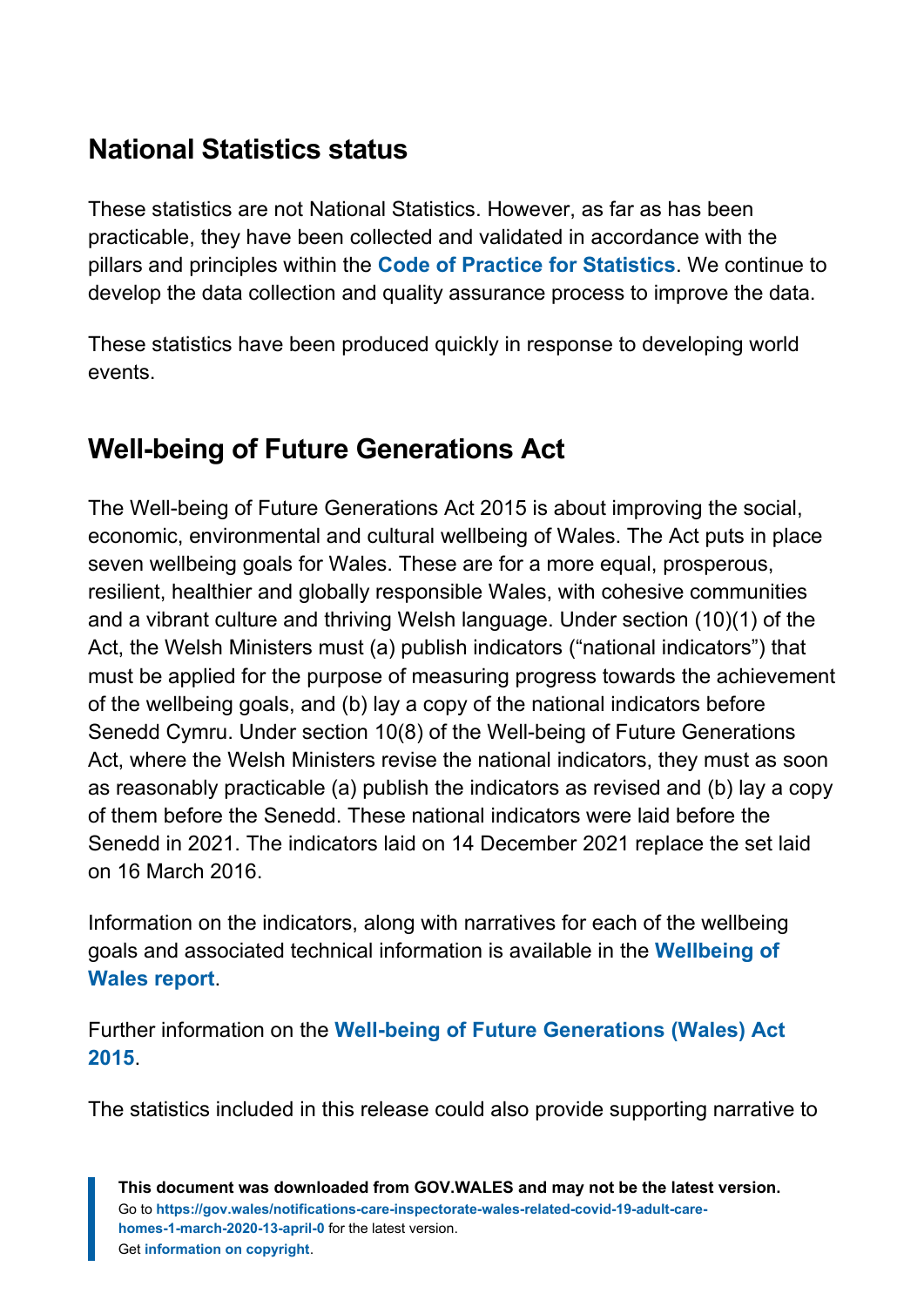## National Statistics status

These statistics are not National Statistics. However, as far as has been practicable, they have been collected and validated in accordance with the pillars and principles within the **Code of Practice for Statistics**. We continue to develop the data collection and quality assurance process to improve the data.

These statistics have been produced quickly in response to developing world events.

## Well-being of Future Generations Act

The Well-being of Future Generations Act 2015 is about improving the social, economic, environmental and cultural wellbeing of Wales. The Act puts in place seven wellbeing goals for Wales. These are for a more equal, prosperous, resilient, healthier and globally responsible Wales, with cohesive communities and a vibrant culture and thriving Welsh language. Under section (10)(1) of the Act, the Welsh Ministers must (a) publish indicators ("national indicators") that must be applied for the purpose of measuring progress towards the achievement of the wellbeing goals, and (b) lay a copy of the national indicators before Senedd Cymru. Under section 10(8) of the Well-being of Future Generations Act, where the Welsh Ministers revise the national indicators, they must as soon as reasonably practicable (a) publish the indicators as revised and (b) lay a copy of them before the Senedd. These national indicators were laid before the Senedd in 2021. The indicators laid on 14 December 2021 replace the set laid on 16 March 2016.

Information on the indicators, along with narratives for each of the wellbeing goals and associated technical information is available in the **Wellbeing of Wales report**.

Further information on the **Well-being of Future Generations (Wales) Act 2015**.

The statistics included in this release could also provide supporting narrative to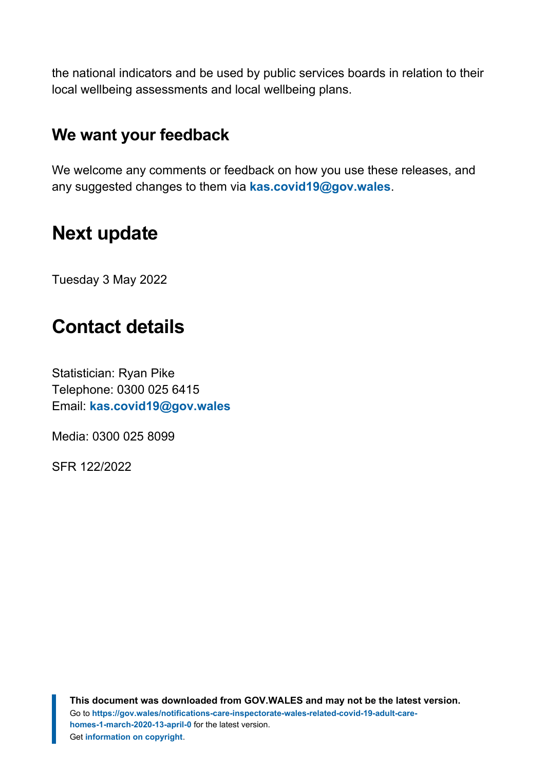the national indicators and be used by public services boards in relation to their local wellbeing assessments and local wellbeing plans.

### We want your feedback

We welcome any comments or feedback on how you use these releases, and any suggested changes to them via **kas.covid19@gov.wales**.

## Next update

Tuesday 3 May 2022

## Contact details

Statistician: Ryan Pike
Telephone: 0300 025 6415
Email: **kas.covid19@gov.wales**

Media: 0300 025 8099

SFR 122/2022

**This document was downloaded from GOV.WALES and may not be the latest version.**
Go to **https://gov.wales/notifications-care-inspectorate-wales-related-covid-19-adult-care-homes-1-march-2020-13-april-0** for the latest version.
Get **information on copyright**.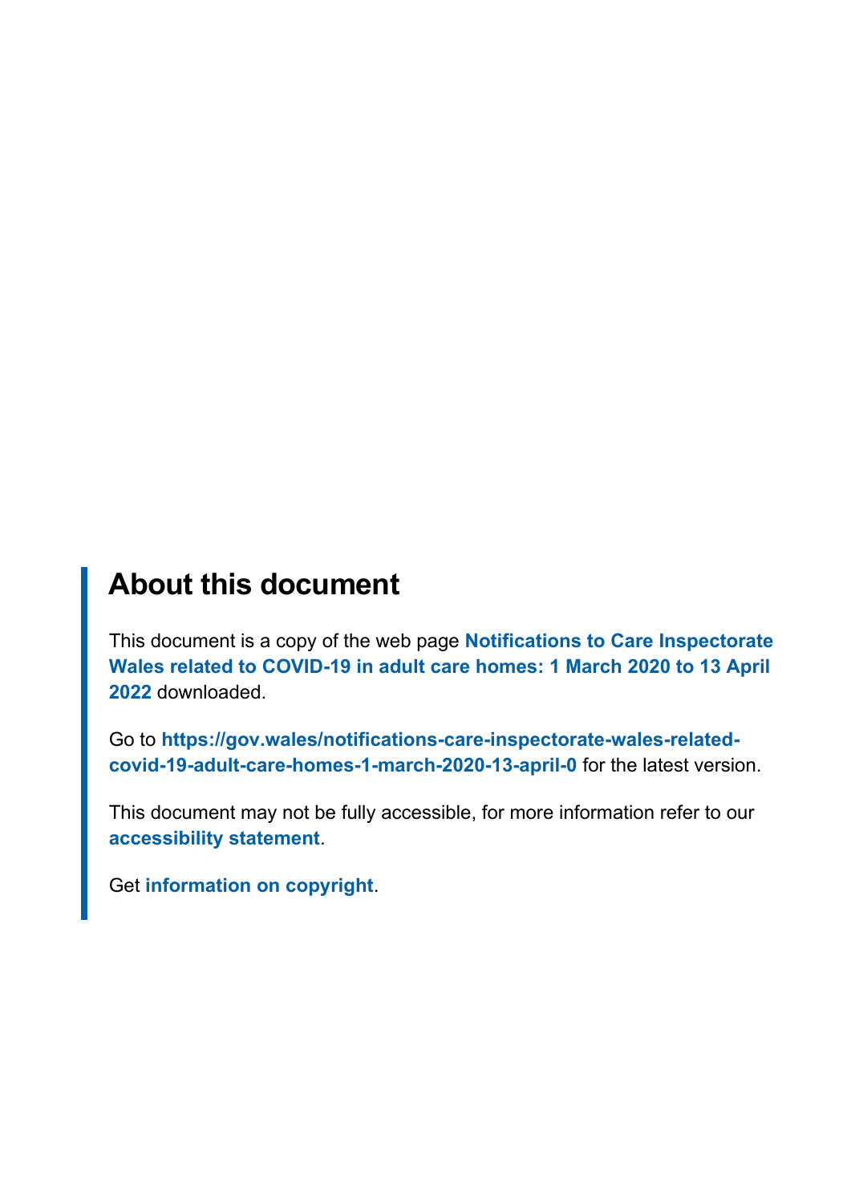## About this document

This document is a copy of the web page **Notifications to Care Inspectorate Wales related to COVID-19 in adult care homes: 1 March 2020 to 13 April 2022** downloaded.

Go to **https://gov.wales/notifications-care-inspectorate-wales-related-covid-19-adult-care-homes-1-march-2020-13-april-0** for the latest version.

This document may not be fully accessible, for more information refer to our **accessibility statement**.

Get **information on copyright**.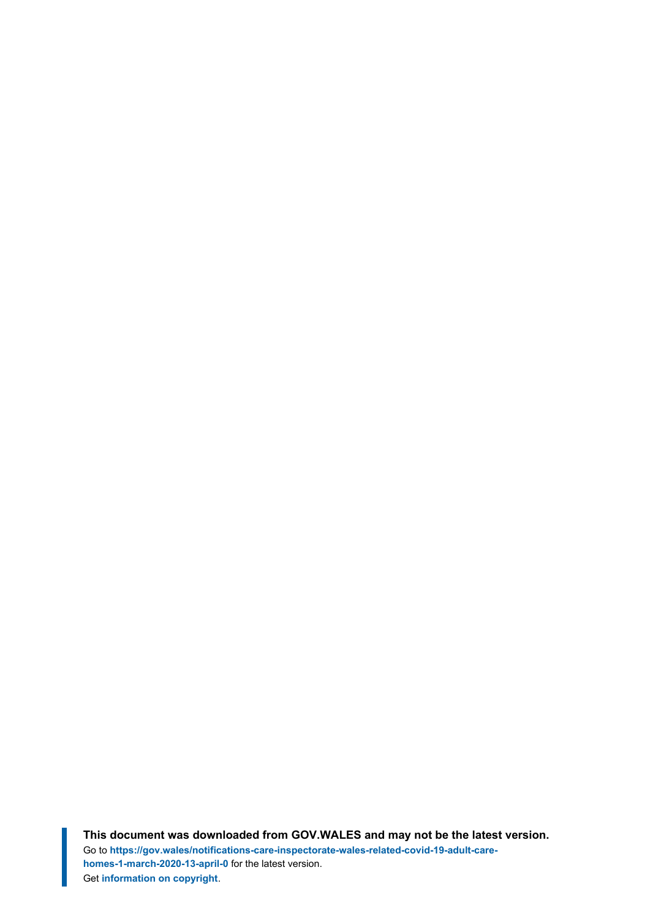**This document was downloaded from GOV.WALES and may not be the latest version.**

Go to **https://gov.wales/notifications-care-inspectorate-wales-related-covid-19-adult-care-homes-1-march-2020-13-april-0** for the latest version.

Get **information on copyright**.